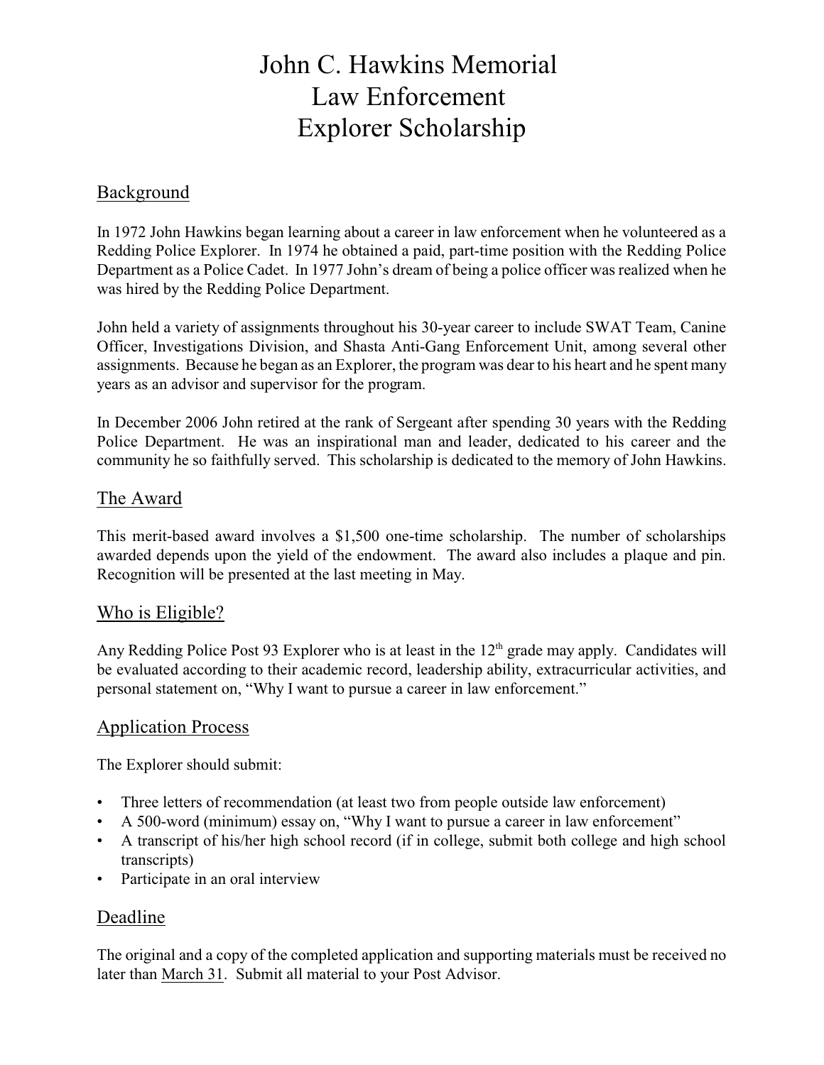# John C. Hawkins Memorial Law Enforcement Explorer Scholarship

## Background

In 1972 John Hawkins began learning about a career in law enforcement when he volunteered as a Redding Police Explorer. In 1974 he obtained a paid, part-time position with the Redding Police Department as a Police Cadet. In 1977 John's dream of being a police officer was realized when he was hired by the Redding Police Department.

John held a variety of assignments throughout his 30-year career to include SWAT Team, Canine Officer, Investigations Division, and Shasta Anti-Gang Enforcement Unit, among several other assignments. Because he began as an Explorer, the program was dear to his heart and he spent many years as an advisor and supervisor for the program.

In December 2006 John retired at the rank of Sergeant after spending 30 years with the Redding Police Department. He was an inspirational man and leader, dedicated to his career and the community he so faithfully served. This scholarship is dedicated to the memory of John Hawkins.

## The Award

This merit-based award involves a $1,500 one-time scholarship. The number of scholarships awarded depends upon the yield of the endowment. The award also includes a plaque and pin. Recognition will be presented at the last meeting in May.

## Who is Eligible?

Any Redding Police Post 93 Explorer who is at least in the 12th grade may apply. Candidates will be evaluated according to their academic record, leadership ability, extracurricular activities, and personal statement on, "Why I want to pursue a career in law enforcement."

## Application Process

The Explorer should submit:

- Three letters of recommendation (at least two from people outside law enforcement)
- A 500-word (minimum) essay on, "Why I want to pursue a career in law enforcement"
- A transcript of his/her high school record (if in college, submit both college and high school transcripts)
- Participate in an oral interview

## Deadline

The original and a copy of the completed application and supporting materials must be received no later than March 31. Submit all material to your Post Advisor.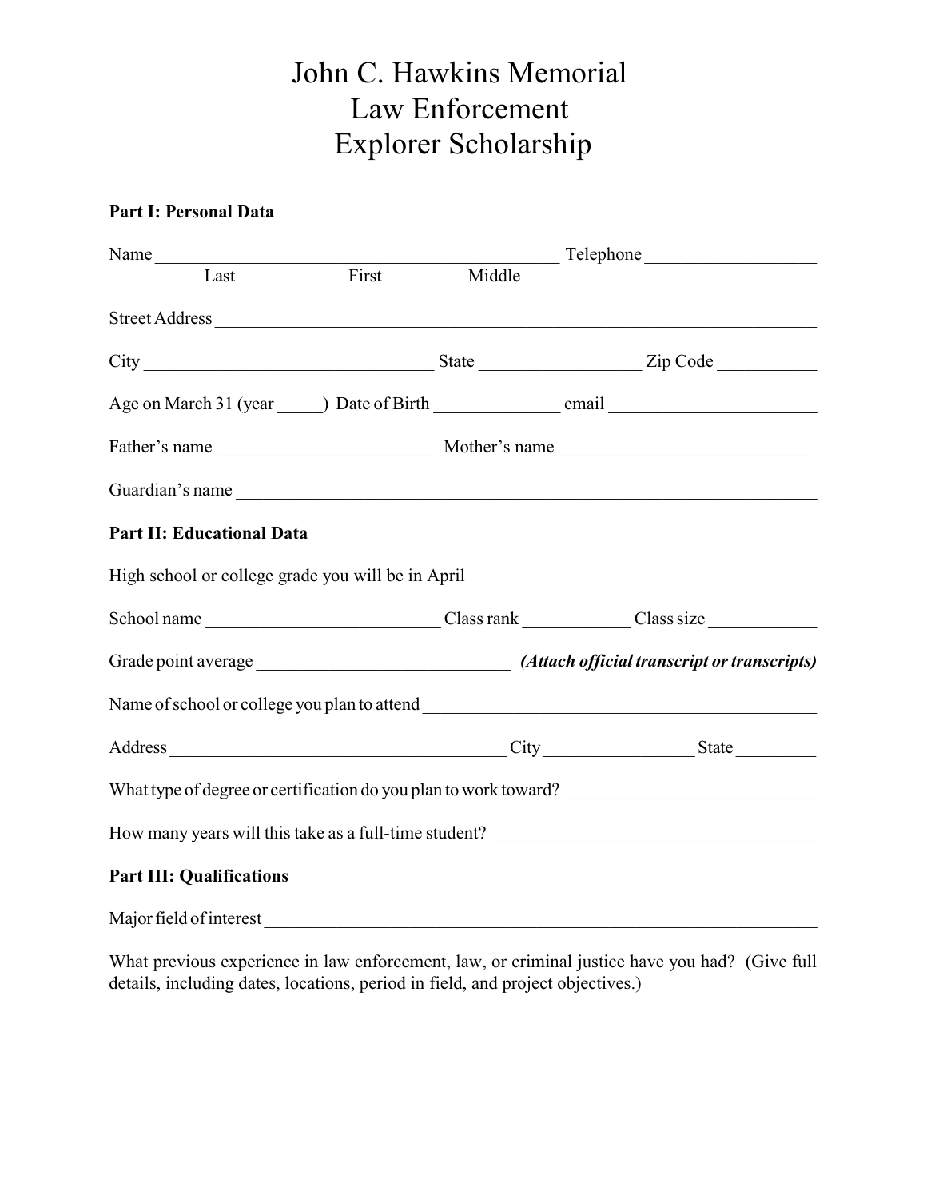# John C. Hawkins Memorial Law Enforcement Explorer Scholarship

**Part I: Personal Data**

Name ____________________________________________ Telephone ___________________
 Last First Middle

Street Address ______________________________________________________________

City ______________________________ State _________________ Zip Code ___________

Age on March 31 (year _____) Date of Birth ______________ email ______________________

Father's name ________________________ Mother's name ___________________________

Guardian's name _____________________________________________________________

**Part II: Educational Data**

High school or college grade you will be in April

School name __________________________ Class rank ___________ Class size ____________

Grade point average ___________________________ ***(Attach official transcript or transcripts)***

Name of school or college you plan to attend __________________________________________

Address ____________________________________ City ________________ State _________

What type of degree or certification do you plan to work toward? ___________________________

How many years will this take as a full-time student? ___________________________________

**Part III: Qualifications**

Major field of interest _____________________________________________________________

What previous experience in law enforcement, law, or criminal justice have you had? (Give full details, including dates, locations, period in field, and project objectives.)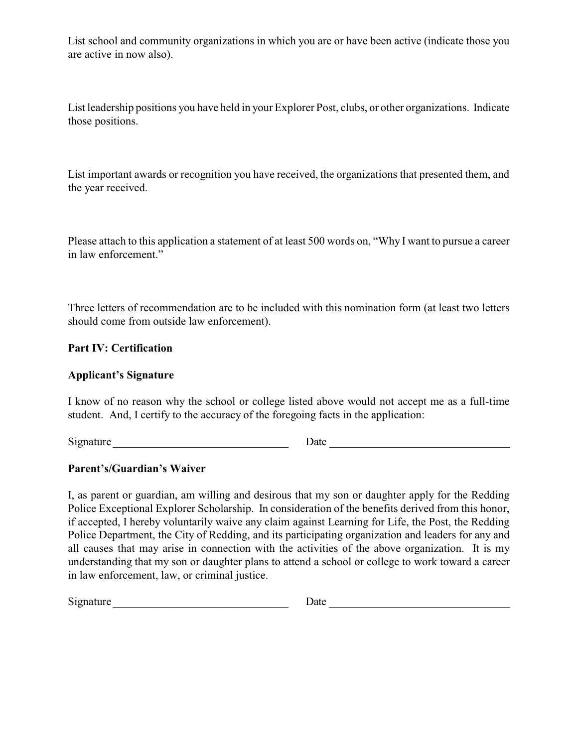List school and community organizations in which you are or have been active (indicate those you are active in now also).

List leadership positions you have held in your Explorer Post, clubs, or other organizations. Indicate those positions.

List important awards or recognition you have received, the organizations that presented them, and the year received.

Please attach to this application a statement of at least 500 words on, "Why I want to pursue a career in law enforcement."

Three letters of recommendation are to be included with this nomination form (at least two letters should come from outside law enforcement).

**Part IV: Certification**

**Applicant's Signature**

I know of no reason why the school or college listed above would not accept me as a full-time student. And, I certify to the accuracy of the foregoing facts in the application:

Signature _______________________________ Date _________________________________

**Parent's/Guardian's Waiver**

I, as parent or guardian, am willing and desirous that my son or daughter apply for the Redding Police Exceptional Explorer Scholarship. In consideration of the benefits derived from this honor, if accepted, I hereby voluntarily waive any claim against Learning for Life, the Post, the Redding Police Department, the City of Redding, and its participating organization and leaders for any and all causes that may arise in connection with the activities of the above organization. It is my understanding that my son or daughter plans to attend a school or college to work toward a career in law enforcement, law, or criminal justice.

Signature _______________________________ Date _________________________________